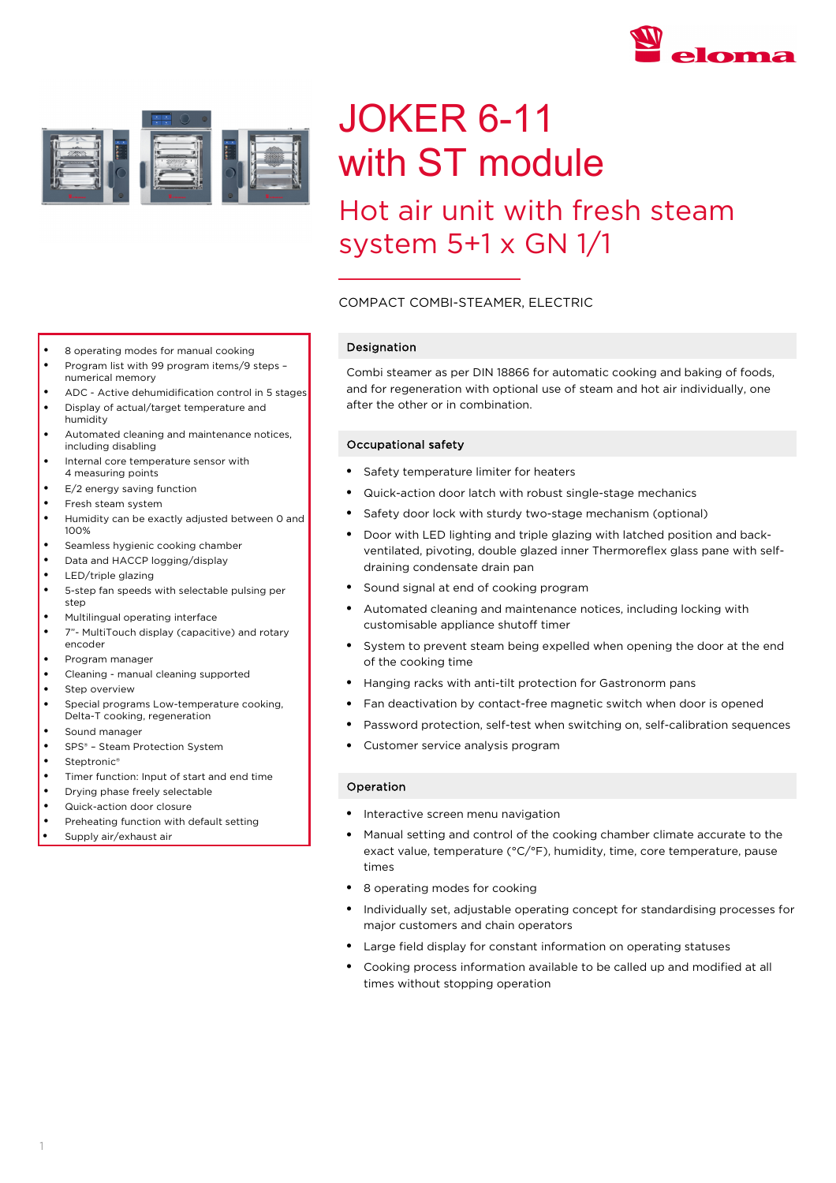# JOKER 6-11 with ST module

## Hot air unit with fresh steam system 5+1 x GN 1/1

COMPACT COMBI-STEAMER, ELECTRIC

- 8 operating modes for manual cooking
- Program list with 99 program items/9 steps – numerical memory
- ADC - Active dehumidification control in 5 stages
- Display of actual/target temperature and humidity
- Automated cleaning and maintenance notices, including disabling
- Internal core temperature sensor with 4 measuring points
- E/2 energy saving function
- Fresh steam system
- Humidity can be exactly adjusted between 0 and 100%
- Seamless hygienic cooking chamber
- Data and HACCP logging/display
- LED/triple glazing
- 5-step fan speeds with selectable pulsing per step
- Multilingual operating interface
- 7"- MultiTouch display (capacitive) and rotary encoder
- Program manager
- Cleaning - manual cleaning supported
- Step overview
- Special programs Low-temperature cooking, Delta-T cooking, regeneration
- Sound manager
- SPS® – Steam Protection System
- Steptronic®
- Timer function: Input of start and end time
- Drying phase freely selectable
- Quick-action door closure
- Preheating function with default setting
- Supply air/exhaust air

### Designation

Combi steamer as per DIN 18866 for automatic cooking and baking of foods, and for regeneration with optional use of steam and hot air individually, one after the other or in combination.

### Occupational safety

- Safety temperature limiter for heaters
- Quick-action door latch with robust single-stage mechanics
- Safety door lock with sturdy two-stage mechanism (optional)
- Door with LED lighting and triple glazing with latched position and back-ventilated, pivoting, double glazed inner Thermoreflex glass pane with self-draining condensate drain pan
- Sound signal at end of cooking program
- Automated cleaning and maintenance notices, including locking with customisable appliance shutoff timer
- System to prevent steam being expelled when opening the door at the end of the cooking time
- Hanging racks with anti-tilt protection for Gastronorm pans
- Fan deactivation by contact-free magnetic switch when door is opened
- Password protection, self-test when switching on, self-calibration sequences
- Customer service analysis program

### Operation

- Interactive screen menu navigation
- Manual setting and control of the cooking chamber climate accurate to the exact value, temperature (°C/°F), humidity, time, core temperature, pause times
- 8 operating modes for cooking
- Individually set, adjustable operating concept for standardising processes for major customers and chain operators
- Large field display for constant information on operating statuses
- Cooking process information available to be called up and modified at all times without stopping operation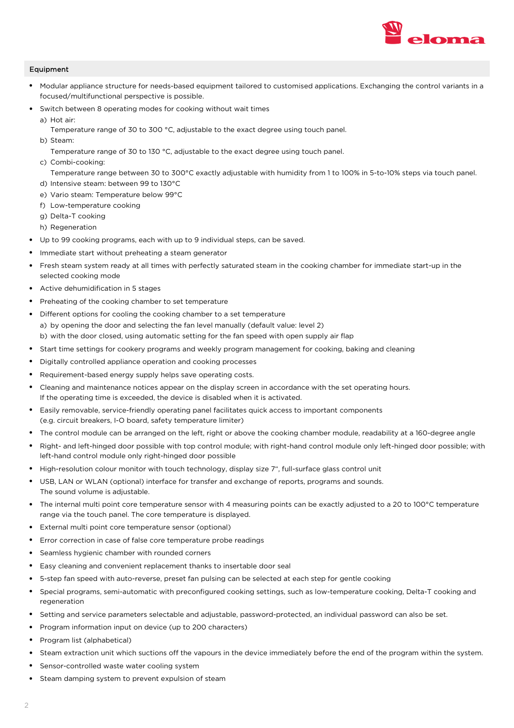## Equipment

- Modular appliance structure for needs-based equipment tailored to customised applications. Exchanging the control variants in a focused/multifunctional perspective is possible.
- Switch between 8 operating modes for cooking without wait times
  a) Hot air:
     Temperature range of 30 to 300 °C, adjustable to the exact degree using touch panel.
  b) Steam:
     Temperature range of 30 to 130 °C, adjustable to the exact degree using touch panel.
  c) Combi-cooking:
     Temperature range between 30 to 300°C exactly adjustable with humidity from 1 to 100% in 5-to-10% steps via touch panel.
  d) Intensive steam: between 99 to 130°C
  e) Vario steam: Temperature below 99°C
  f) Low-temperature cooking
  g) Delta-T cooking
  h) Regeneration
- Up to 99 cooking programs, each with up to 9 individual steps, can be saved.
- Immediate start without preheating a steam generator
- Fresh steam system ready at all times with perfectly saturated steam in the cooking chamber for immediate start-up in the selected cooking mode
- Active dehumidification in 5 stages
- Preheating of the cooking chamber to set temperature
- Different options for cooling the cooking chamber to a set temperature
  a) by opening the door and selecting the fan level manually (default value: level 2)
  b) with the door closed, using automatic setting for the fan speed with open supply air flap
- Start time settings for cookery programs and weekly program management for cooking, baking and cleaning
- Digitally controlled appliance operation and cooking processes
- Requirement-based energy supply helps save operating costs.
- Cleaning and maintenance notices appear on the display screen in accordance with the set operating hours.
  If the operating time is exceeded, the device is disabled when it is activated.
- Easily removable, service-friendly operating panel facilitates quick access to important components (e.g. circuit breakers, I-O board, safety temperature limiter)
- The control module can be arranged on the left, right or above the cooking chamber module, readability at a 160-degree angle
- Right- and left-hinged door possible with top control module; with right-hand control module only left-hinged door possible; with left-hand control module only right-hinged door possible
- High-resolution colour monitor with touch technology, display size 7“, full-surface glass control unit
- USB, LAN or WLAN (optional) interface for transfer and exchange of reports, programs and sounds.
  The sound volume is adjustable.
- The internal multi point core temperature sensor with 4 measuring points can be exactly adjusted to a 20 to 100°C temperature range via the touch panel. The core temperature is displayed.
- External multi point core temperature sensor (optional)
- Error correction in case of false core temperature probe readings
- Seamless hygienic chamber with rounded corners
- Easy cleaning and convenient replacement thanks to insertable door seal
- 5-step fan speed with auto-reverse, preset fan pulsing can be selected at each step for gentle cooking
- Special programs, semi-automatic with preconfigured cooking settings, such as low-temperature cooking, Delta-T cooking and regeneration
- Setting and service parameters selectable and adjustable, password-protected, an individual password can also be set.
- Program information input on device (up to 200 characters)
- Program list (alphabetical)
- Steam extraction unit which suctions off the vapours in the device immediately before the end of the program within the system.
- Sensor-controlled waste water cooling system
- Steam damping system to prevent expulsion of steam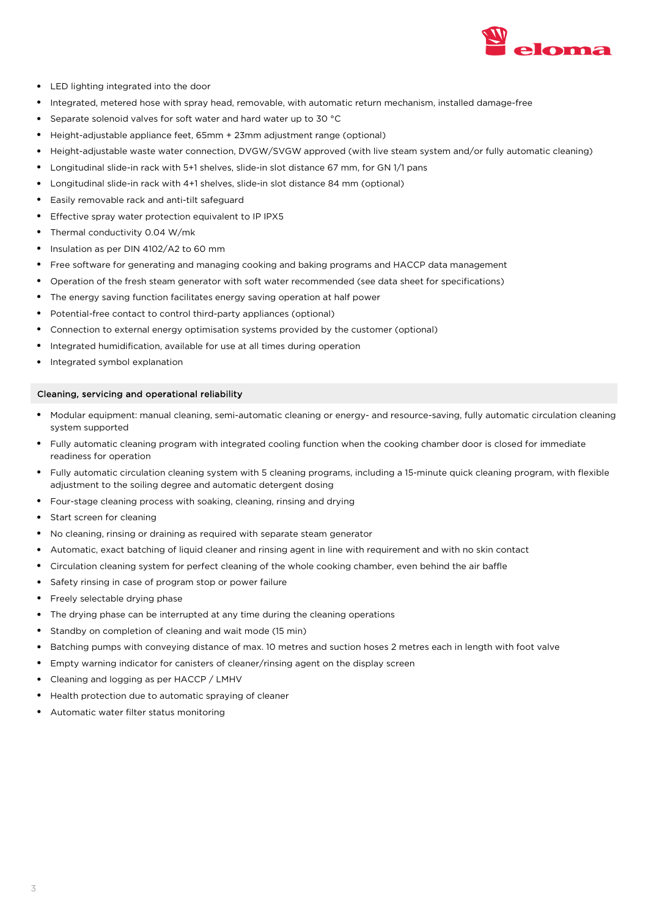- LED lighting integrated into the door
- Integrated, metered hose with spray head, removable, with automatic return mechanism, installed damage-free
- Separate solenoid valves for soft water and hard water up to 30 °C
- Height-adjustable appliance feet, 65mm + 23mm adjustment range (optional)
- Height-adjustable waste water connection, DVGW/SVGW approved (with live steam system and/or fully automatic cleaning)
- Longitudinal slide-in rack with 5+1 shelves, slide-in slot distance 67 mm, for GN 1/1 pans
- Longitudinal slide-in rack with 4+1 shelves, slide-in slot distance 84 mm (optional)
- Easily removable rack and anti-tilt safeguard
- Effective spray water protection equivalent to IP IPX5
- Thermal conductivity 0.04 W/mk
- Insulation as per DIN 4102/A2 to 60 mm
- Free software for generating and managing cooking and baking programs and HACCP data management
- Operation of the fresh steam generator with soft water recommended (see data sheet for specifications)
- The energy saving function facilitates energy saving operation at half power
- Potential-free contact to control third-party appliances (optional)
- Connection to external energy optimisation systems provided by the customer (optional)
- Integrated humidification, available for use at all times during operation
- Integrated symbol explanation

## Cleaning, servicing and operational reliability

- Modular equipment: manual cleaning, semi-automatic cleaning or energy- and resource-saving, fully automatic circulation cleaning system supported
- Fully automatic cleaning program with integrated cooling function when the cooking chamber door is closed for immediate readiness for operation
- Fully automatic circulation cleaning system with 5 cleaning programs, including a 15-minute quick cleaning program, with flexible adjustment to the soiling degree and automatic detergent dosing
- Four-stage cleaning process with soaking, cleaning, rinsing and drying
- Start screen for cleaning
- No cleaning, rinsing or draining as required with separate steam generator
- Automatic, exact batching of liquid cleaner and rinsing agent in line with requirement and with no skin contact
- Circulation cleaning system for perfect cleaning of the whole cooking chamber, even behind the air baffle
- Safety rinsing in case of program stop or power failure
- Freely selectable drying phase
- The drying phase can be interrupted at any time during the cleaning operations
- Standby on completion of cleaning and wait mode (15 min)
- Batching pumps with conveying distance of max. 10 metres and suction hoses 2 metres each in length with foot valve
- Empty warning indicator for canisters of cleaner/rinsing agent on the display screen
- Cleaning and logging as per HACCP / LMHV
- Health protection due to automatic spraying of cleaner
- Automatic water filter status monitoring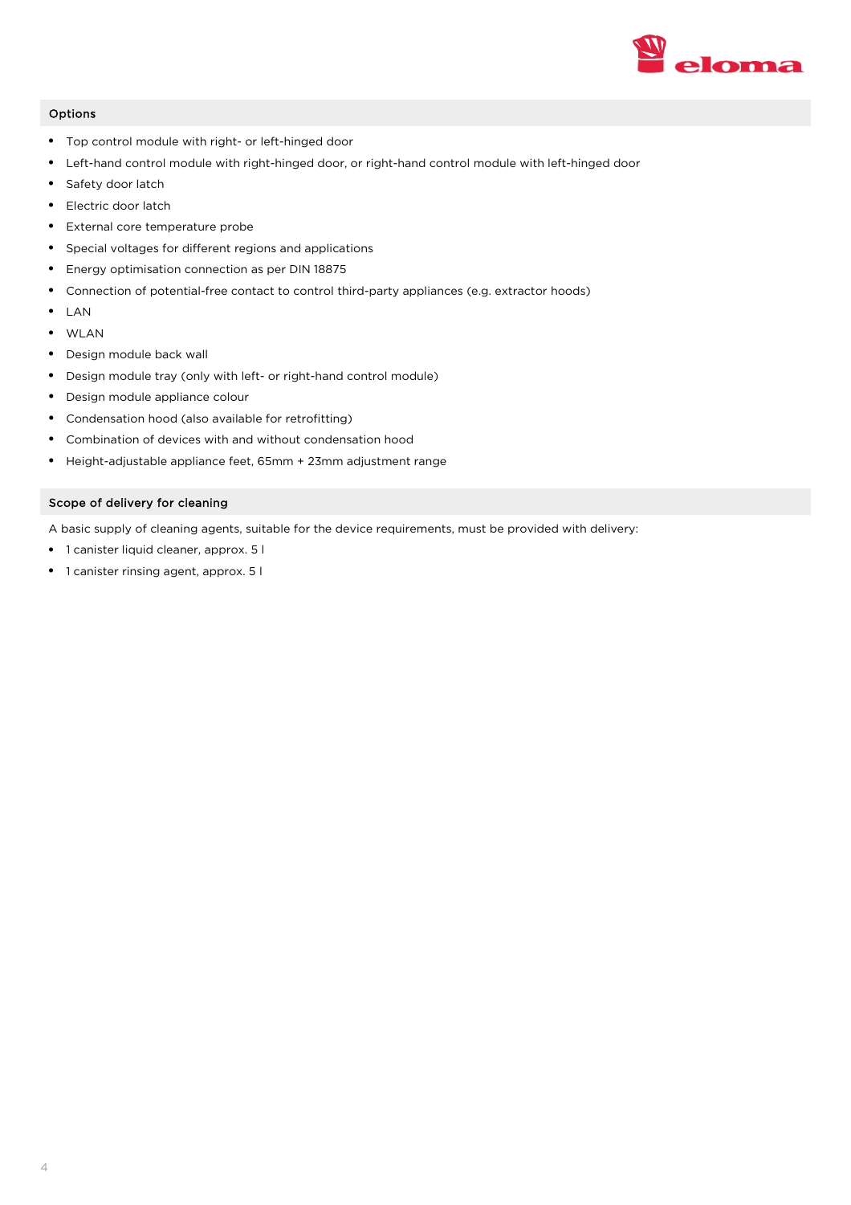## Options

- Top control module with right- or left-hinged door
- Left-hand control module with right-hinged door, or right-hand control module with left-hinged door
- Safety door latch
- Electric door latch
- External core temperature probe
- Special voltages for different regions and applications
- Energy optimisation connection as per DIN 18875
- Connection of potential-free contact to control third-party appliances (e.g. extractor hoods)
- LAN
- WLAN
- Design module back wall
- Design module tray (only with left- or right-hand control module)
- Design module appliance colour
- Condensation hood (also available for retrofitting)
- Combination of devices with and without condensation hood
- Height-adjustable appliance feet, 65mm + 23mm adjustment range

## Scope of delivery for cleaning

A basic supply of cleaning agents, suitable for the device requirements, must be provided with delivery:

- 1 canister liquid cleaner, approx. 5 l
- 1 canister rinsing agent, approx. 5 l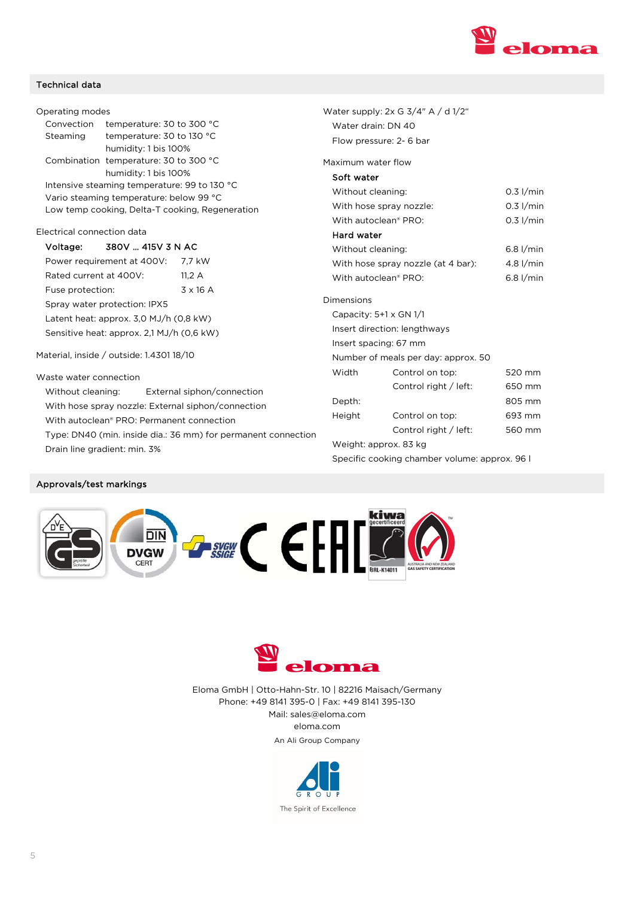## Technical data

Operating modes

| | |
|---|---|
| Convection | temperature: 30 to 300 °C |
| Steaming | temperature: 30 to 130 °C<br>humidity: 1 bis 100% |
| Combination | temperature: 30 to 300 °C<br>humidity: 1 bis 100% |

Intensive steaming temperature: 99 to 130 °C
Vario steaming temperature: below 99 °C
Low temp cooking, Delta-T cooking, Regeneration

Electrical connection data

**Voltage: 380V ... 415V 3 N AC**

| | |
|---|---|
| Power requirement at 400V: | 7,7 kW |
| Rated current at 400V: | 11,2 A |
| Fuse protection: | 3 x 16 A |

Spray water protection: IPX5
Latent heat: approx. 3,0 MJ/h (0,8 kW)
Sensitive heat: approx. 2,1 MJ/h (0,6 kW)

Material, inside / outside: 1.4301 18/10

Waste water connection

Without cleaning: External siphon/connection
With hose spray nozzle: External siphon/connection
With autoclean® PRO: Permanent connection
Type: DN40 (min. inside dia.: 36 mm) for permanent connection
Drain line gradient: min. 3%

Water supply: 2x G 3/4" A / d 1/2"
Water drain: DN 40
Flow pressure: 2- 6 bar

Maximum water flow

| | |
|---|---|
| **Soft water** | |
| Without cleaning: | 0.3 l/min |
| With hose spray nozzle: | 0.3 l/min |
| With autoclean® PRO: | 0.3 l/min |
| **Hard water** | |
| Without cleaning: | 6.8 l/min |
| With hose spray nozzle (at 4 bar): | 4.8 l/min |
| With autoclean® PRO: | 6.8 l/min |

Dimensions

Capacity: 5+1 x GN 1/1
Insert direction: lengthways
Insert spacing: 67 mm
Number of meals per day: approx. 50

| | | |
|---|---|---|
| Width | Control on top: | 520 mm |
| | Control right / left: | 650 mm |
| Depth: | | 805 mm |
| Height | Control on top: | 693 mm |
| | Control right / left: | 560 mm |

Weight: approx. 83 kg
Specific cooking chamber volume: approx. 96 l

## Approvals/test markings

Eloma GmbH | Otto-Hahn-Str. 10 | 82216 Maisach/Germany
Phone: +49 8141 395-0 | Fax: +49 8141 395-130
Mail: sales@eloma.com
eloma.com

An Ali Group Company

The Spirit of Excellence